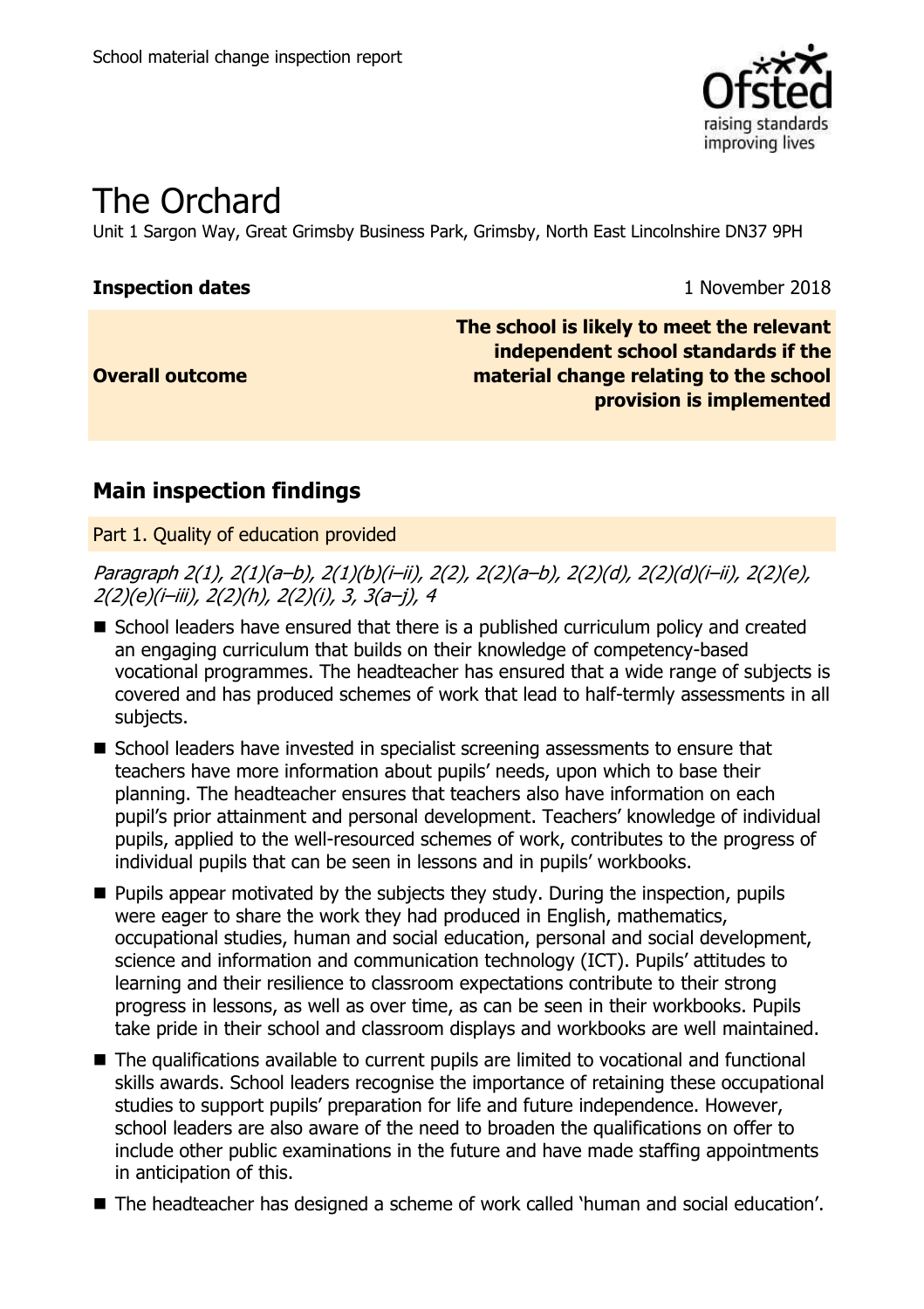School material change inspection report

# The Orchard

Unit 1 Sargon Way, Great Grimsby Business Park, Grimsby, North East Lincolnshire DN37 9PH

| **Inspection dates** | 1 November 2018 |
| --- | --- |
| **Overall outcome** | **The school is likely to meet the relevant independent school standards if the material change relating to the school provision is implemented** |

## Main inspection findings

### Part 1. Quality of education provided

*Paragraph 2(1), 2(1)(a–b), 2(1)(b)(i–ii), 2(2), 2(2)(a–b), 2(2)(d), 2(2)(d)(i–ii), 2(2)(e), 2(2)(e)(i–iii), 2(2)(h), 2(2)(i), 3, 3(a–j), 4*

- School leaders have ensured that there is a published curriculum policy and created an engaging curriculum that builds on their knowledge of competency-based vocational programmes. The headteacher has ensured that a wide range of subjects is covered and has produced schemes of work that lead to half-termly assessments in all subjects.
- School leaders have invested in specialist screening assessments to ensure that teachers have more information about pupils' needs, upon which to base their planning. The headteacher ensures that teachers also have information on each pupil's prior attainment and personal development. Teachers' knowledge of individual pupils, applied to the well-resourced schemes of work, contributes to the progress of individual pupils that can be seen in lessons and in pupils' workbooks.
- Pupils appear motivated by the subjects they study. During the inspection, pupils were eager to share the work they had produced in English, mathematics, occupational studies, human and social education, personal and social development, science and information and communication technology (ICT). Pupils' attitudes to learning and their resilience to classroom expectations contribute to their strong progress in lessons, as well as over time, as can be seen in their workbooks. Pupils take pride in their school and classroom displays and workbooks are well maintained.
- The qualifications available to current pupils are limited to vocational and functional skills awards. School leaders recognise the importance of retaining these occupational studies to support pupils' preparation for life and future independence. However, school leaders are also aware of the need to broaden the qualifications on offer to include other public examinations in the future and have made staffing appointments in anticipation of this.
- The headteacher has designed a scheme of work called 'human and social education'.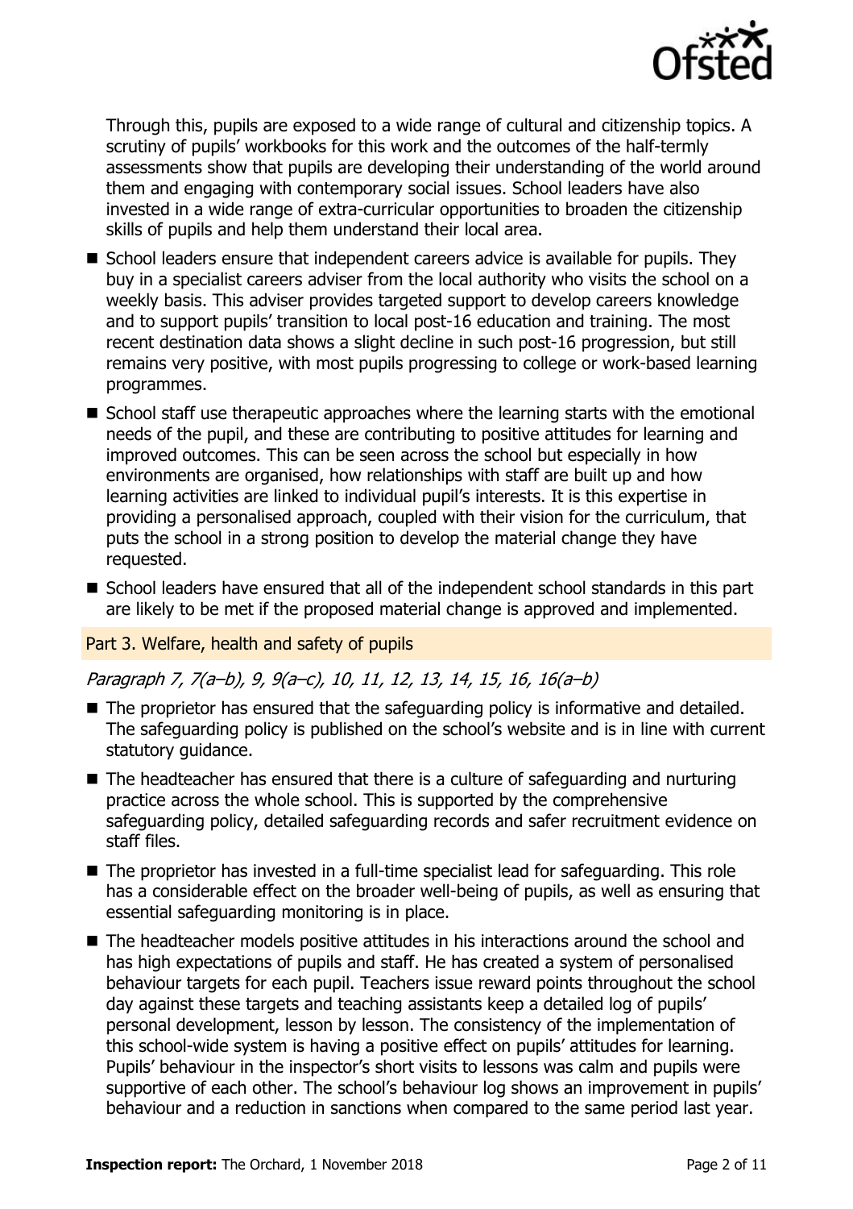Through this, pupils are exposed to a wide range of cultural and citizenship topics. A scrutiny of pupils' workbooks for this work and the outcomes of the half-termly assessments show that pupils are developing their understanding of the world around them and engaging with contemporary social issues. School leaders have also invested in a wide range of extra-curricular opportunities to broaden the citizenship skills of pupils and help them understand their local area.

- School leaders ensure that independent careers advice is available for pupils. They buy in a specialist careers adviser from the local authority who visits the school on a weekly basis. This adviser provides targeted support to develop careers knowledge and to support pupils' transition to local post-16 education and training. The most recent destination data shows a slight decline in such post-16 progression, but still remains very positive, with most pupils progressing to college or work-based learning programmes.
- School staff use therapeutic approaches where the learning starts with the emotional needs of the pupil, and these are contributing to positive attitudes for learning and improved outcomes. This can be seen across the school but especially in how environments are organised, how relationships with staff are built up and how learning activities are linked to individual pupil's interests. It is this expertise in providing a personalised approach, coupled with their vision for the curriculum, that puts the school in a strong position to develop the material change they have requested.
- School leaders have ensured that all of the independent school standards in this part are likely to be met if the proposed material change is approved and implemented.

## Part 3. Welfare, health and safety of pupils

*Paragraph 7, 7(a–b), 9, 9(a–c), 10, 11, 12, 13, 14, 15, 16, 16(a–b)*

- The proprietor has ensured that the safeguarding policy is informative and detailed. The safeguarding policy is published on the school's website and is in line with current statutory guidance.
- The headteacher has ensured that there is a culture of safeguarding and nurturing practice across the whole school. This is supported by the comprehensive safeguarding policy, detailed safeguarding records and safer recruitment evidence on staff files.
- The proprietor has invested in a full-time specialist lead for safeguarding. This role has a considerable effect on the broader well-being of pupils, as well as ensuring that essential safeguarding monitoring is in place.
- The headteacher models positive attitudes in his interactions around the school and has high expectations of pupils and staff. He has created a system of personalised behaviour targets for each pupil. Teachers issue reward points throughout the school day against these targets and teaching assistants keep a detailed log of pupils' personal development, lesson by lesson. The consistency of the implementation of this school-wide system is having a positive effect on pupils' attitudes for learning. Pupils' behaviour in the inspector's short visits to lessons was calm and pupils were supportive of each other. The school's behaviour log shows an improvement in pupils' behaviour and a reduction in sanctions when compared to the same period last year.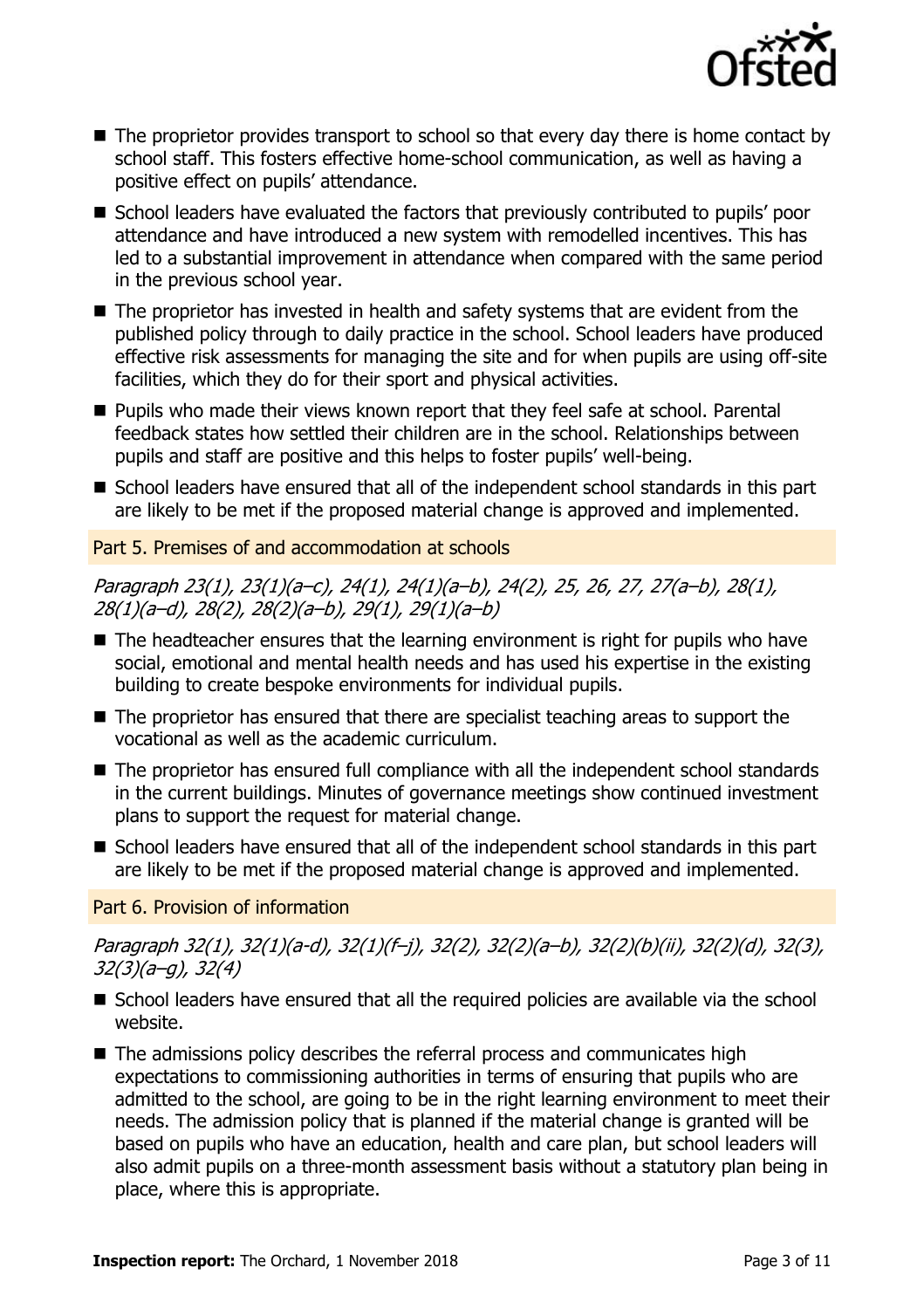- The proprietor provides transport to school so that every day there is home contact by school staff. This fosters effective home-school communication, as well as having a positive effect on pupils' attendance.
- School leaders have evaluated the factors that previously contributed to pupils' poor attendance and have introduced a new system with remodelled incentives. This has led to a substantial improvement in attendance when compared with the same period in the previous school year.
- The proprietor has invested in health and safety systems that are evident from the published policy through to daily practice in the school. School leaders have produced effective risk assessments for managing the site and for when pupils are using off-site facilities, which they do for their sport and physical activities.
- Pupils who made their views known report that they feel safe at school. Parental feedback states how settled their children are in the school. Relationships between pupils and staff are positive and this helps to foster pupils' well-being.
- School leaders have ensured that all of the independent school standards in this part are likely to be met if the proposed material change is approved and implemented.

## Part 5. Premises of and accommodation at schools

*Paragraph 23(1), 23(1)(a–c), 24(1), 24(1)(a–b), 24(2), 25, 26, 27, 27(a–b), 28(1), 28(1)(a–d), 28(2), 28(2)(a–b), 29(1), 29(1)(a–b)*

- The headteacher ensures that the learning environment is right for pupils who have social, emotional and mental health needs and has used his expertise in the existing building to create bespoke environments for individual pupils.
- The proprietor has ensured that there are specialist teaching areas to support the vocational as well as the academic curriculum.
- The proprietor has ensured full compliance with all the independent school standards in the current buildings. Minutes of governance meetings show continued investment plans to support the request for material change.
- School leaders have ensured that all of the independent school standards in this part are likely to be met if the proposed material change is approved and implemented.

## Part 6. Provision of information

*Paragraph 32(1), 32(1)(a-d), 32(1)(f–j), 32(2), 32(2)(a–b), 32(2)(b)(ii), 32(2)(d), 32(3), 32(3)(a–g), 32(4)*

- School leaders have ensured that all the required policies are available via the school website.
- The admissions policy describes the referral process and communicates high expectations to commissioning authorities in terms of ensuring that pupils who are admitted to the school, are going to be in the right learning environment to meet their needs. The admission policy that is planned if the material change is granted will be based on pupils who have an education, health and care plan, but school leaders will also admit pupils on a three-month assessment basis without a statutory plan being in place, where this is appropriate.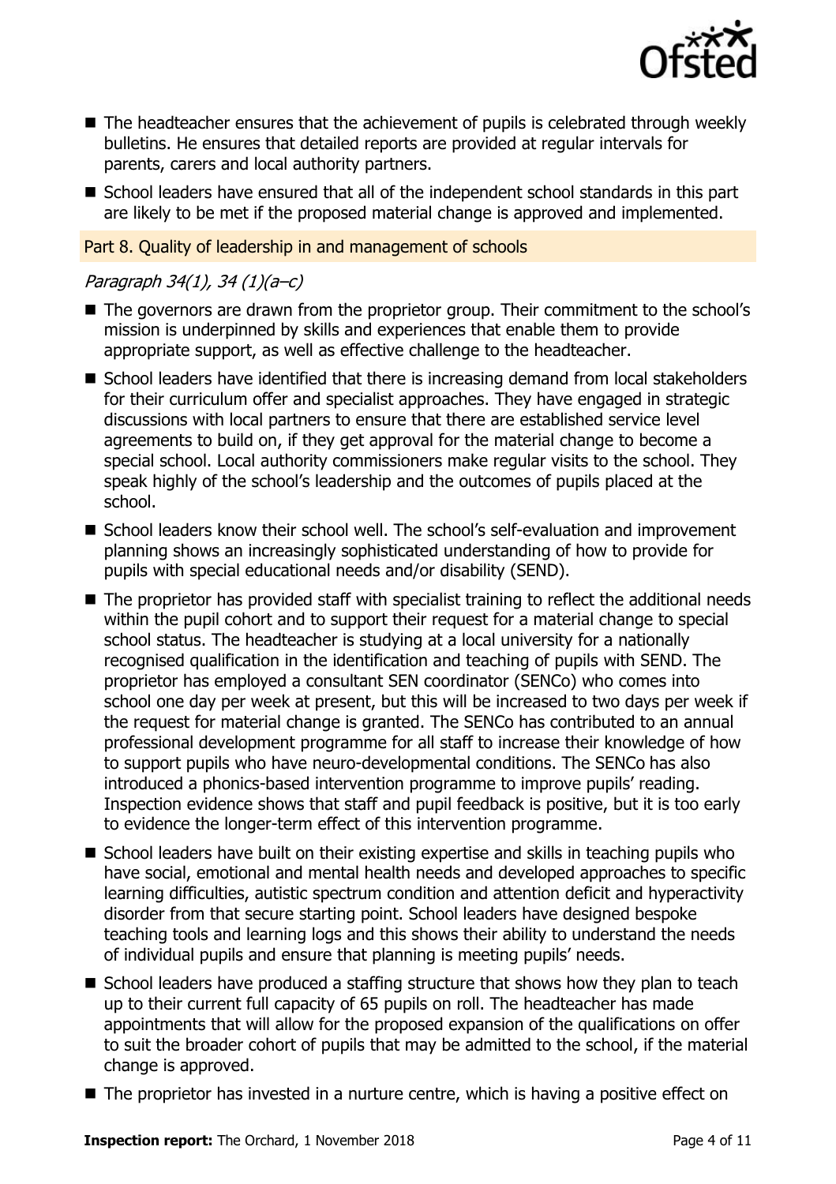- The headteacher ensures that the achievement of pupils is celebrated through weekly bulletins. He ensures that detailed reports are provided at regular intervals for parents, carers and local authority partners.
- School leaders have ensured that all of the independent school standards in this part are likely to be met if the proposed material change is approved and implemented.

## Part 8. Quality of leadership in and management of schools

*Paragraph 34(1), 34 (1)(a–c)*

- The governors are drawn from the proprietor group. Their commitment to the school's mission is underpinned by skills and experiences that enable them to provide appropriate support, as well as effective challenge to the headteacher.
- School leaders have identified that there is increasing demand from local stakeholders for their curriculum offer and specialist approaches. They have engaged in strategic discussions with local partners to ensure that there are established service level agreements to build on, if they get approval for the material change to become a special school. Local authority commissioners make regular visits to the school. They speak highly of the school's leadership and the outcomes of pupils placed at the school.
- School leaders know their school well. The school's self-evaluation and improvement planning shows an increasingly sophisticated understanding of how to provide for pupils with special educational needs and/or disability (SEND).
- The proprietor has provided staff with specialist training to reflect the additional needs within the pupil cohort and to support their request for a material change to special school status. The headteacher is studying at a local university for a nationally recognised qualification in the identification and teaching of pupils with SEND. The proprietor has employed a consultant SEN coordinator (SENCo) who comes into school one day per week at present, but this will be increased to two days per week if the request for material change is granted. The SENCo has contributed to an annual professional development programme for all staff to increase their knowledge of how to support pupils who have neuro-developmental conditions. The SENCo has also introduced a phonics-based intervention programme to improve pupils' reading. Inspection evidence shows that staff and pupil feedback is positive, but it is too early to evidence the longer-term effect of this intervention programme.
- School leaders have built on their existing expertise and skills in teaching pupils who have social, emotional and mental health needs and developed approaches to specific learning difficulties, autistic spectrum condition and attention deficit and hyperactivity disorder from that secure starting point. School leaders have designed bespoke teaching tools and learning logs and this shows their ability to understand the needs of individual pupils and ensure that planning is meeting pupils' needs.
- School leaders have produced a staffing structure that shows how they plan to teach up to their current full capacity of 65 pupils on roll. The headteacher has made appointments that will allow for the proposed expansion of the qualifications on offer to suit the broader cohort of pupils that may be admitted to the school, if the material change is approved.
- The proprietor has invested in a nurture centre, which is having a positive effect on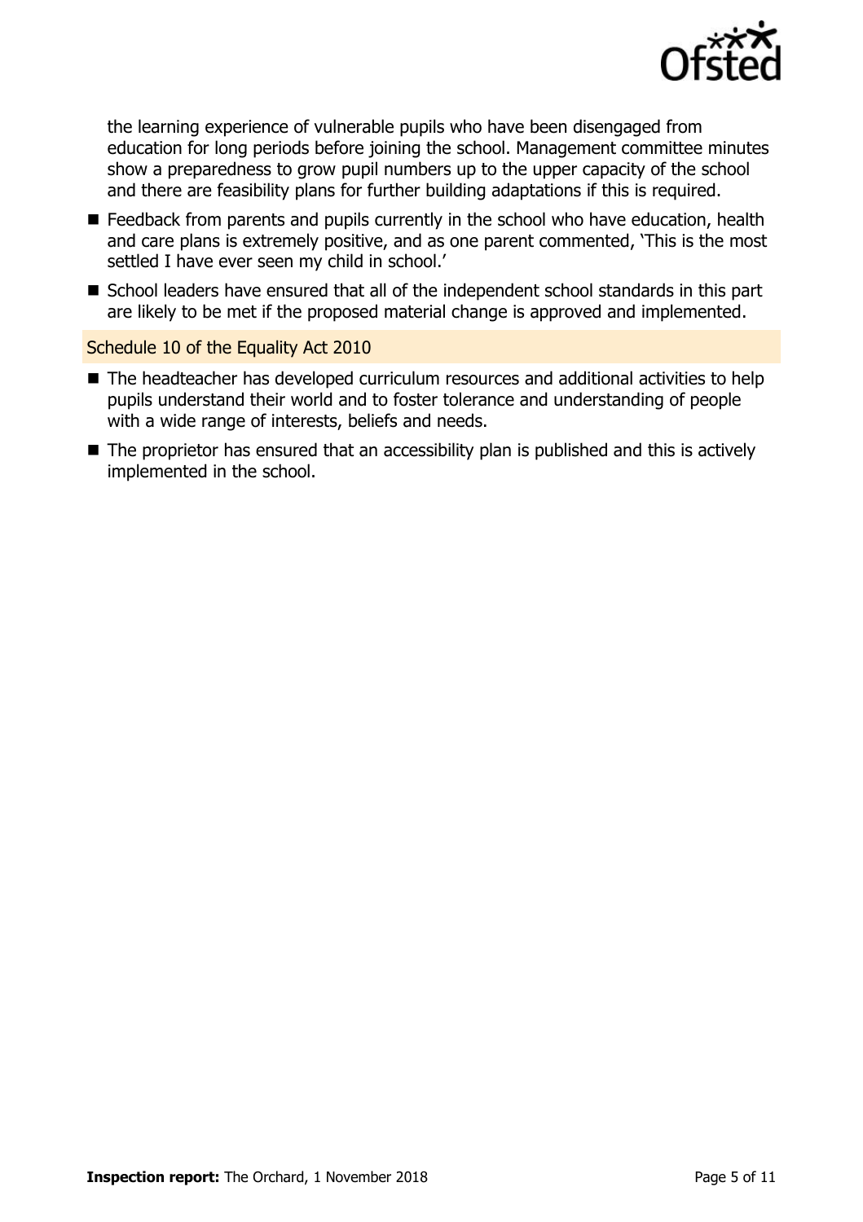the learning experience of vulnerable pupils who have been disengaged from education for long periods before joining the school. Management committee minutes show a preparedness to grow pupil numbers up to the upper capacity of the school and there are feasibility plans for further building adaptations if this is required.

- Feedback from parents and pupils currently in the school who have education, health and care plans is extremely positive, and as one parent commented, 'This is the most settled I have ever seen my child in school.'
- School leaders have ensured that all of the independent school standards in this part are likely to be met if the proposed material change is approved and implemented.

### Schedule 10 of the Equality Act 2010

- The headteacher has developed curriculum resources and additional activities to help pupils understand their world and to foster tolerance and understanding of people with a wide range of interests, beliefs and needs.
- The proprietor has ensured that an accessibility plan is published and this is actively implemented in the school.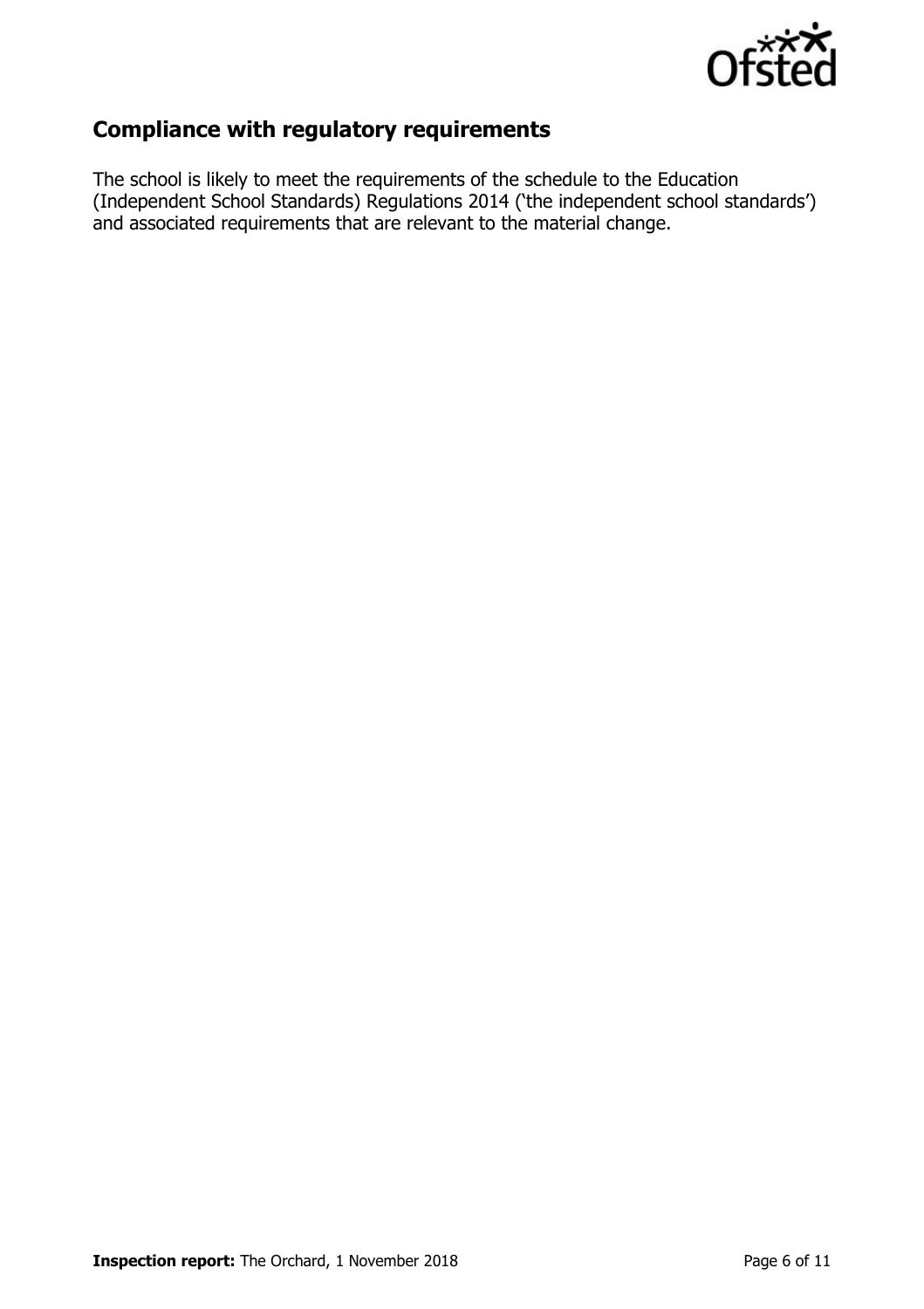## Compliance with regulatory requirements

The school is likely to meet the requirements of the schedule to the Education (Independent School Standards) Regulations 2014 ('the independent school standards') and associated requirements that are relevant to the material change.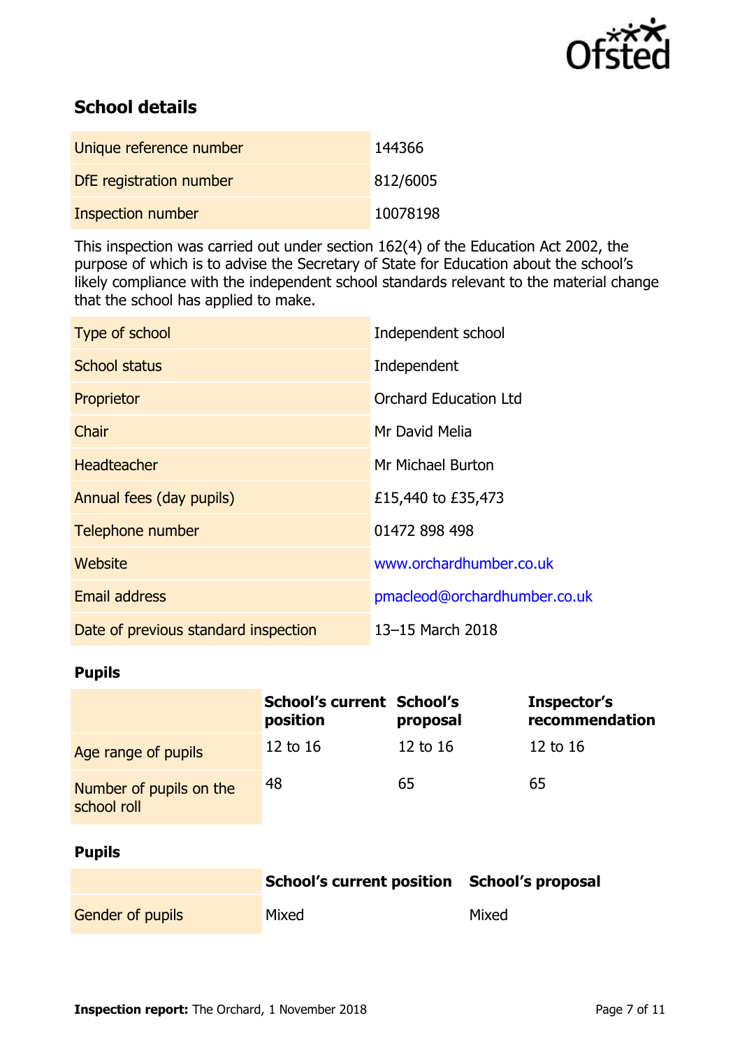## School details

| | |
|---|---|
| Unique reference number | 144366 |
| DfE registration number | 812/6005 |
| Inspection number | 10078198 |

This inspection was carried out under section 162(4) of the Education Act 2002, the purpose of which is to advise the Secretary of State for Education about the school's likely compliance with the independent school standards relevant to the material change that the school has applied to make.

| | |
|---|---|
| Type of school | Independent school |
| School status | Independent |
| Proprietor | Orchard Education Ltd |
| Chair | Mr David Melia |
| Headteacher | Mr Michael Burton |
| Annual fees (day pupils) | £15,440 to £35,473 |
| Telephone number | 01472 898 498 |
| Website | www.orchardhumber.co.uk |
| Email address | pmacleod@orchardhumber.co.uk |
| Date of previous standard inspection | 13–15 March 2018 |

### Pupils

| | School's current position | School's proposal | Inspector's recommendation |
|---|---|---|---|
| Age range of pupils | 12 to 16 | 12 to 16 | 12 to 16 |
| Number of pupils on the school roll | 48 | 65 | 65 |

### Pupils

| | School's current position | School's proposal |
|---|---|---|
| Gender of pupils | Mixed | Mixed |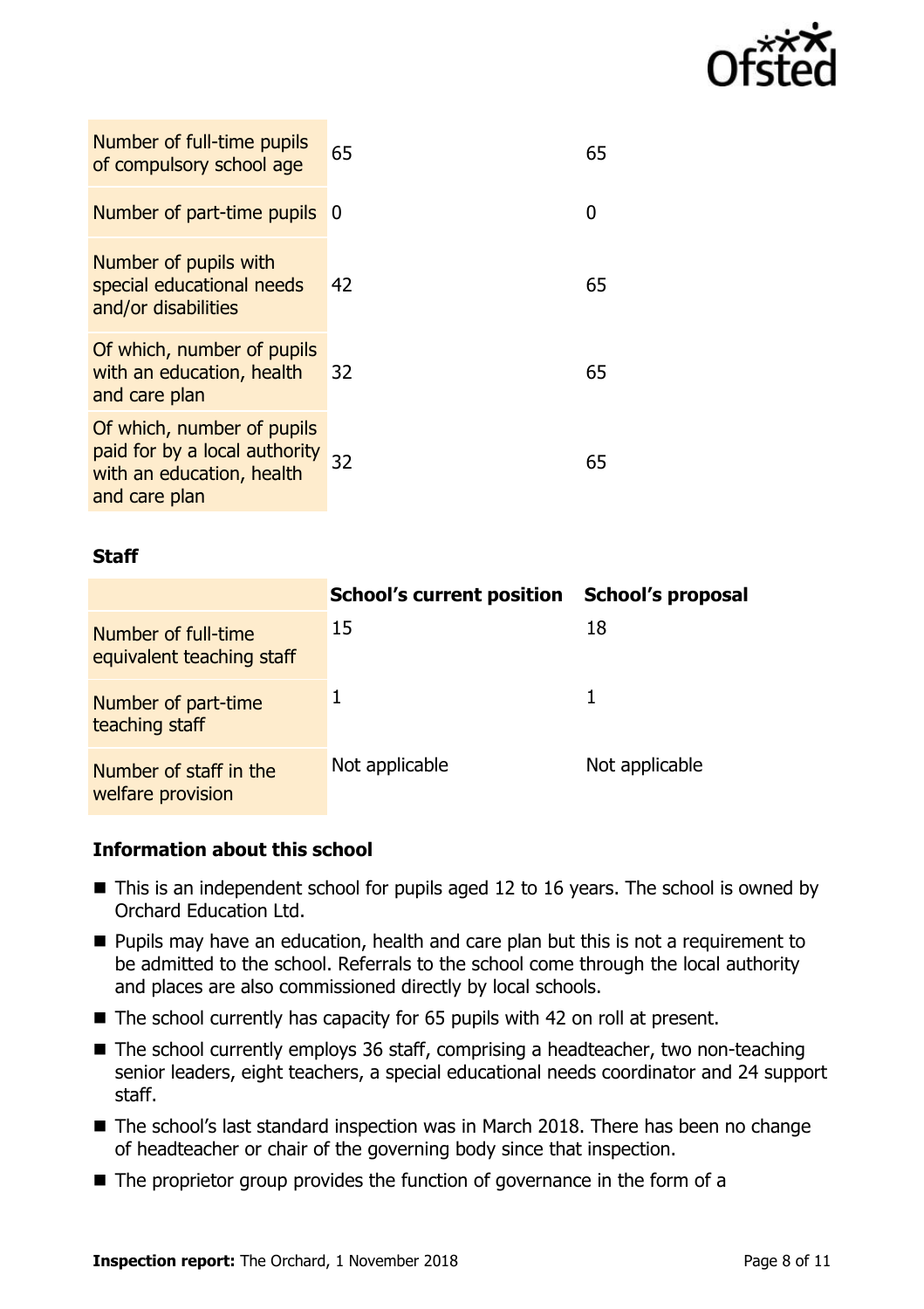| | | |
|---|---|---|
| Number of full-time pupils of compulsory school age | 65 | 65 |
| Number of part-time pupils | 0 | 0 |
| Number of pupils with special educational needs and/or disabilities | 42 | 65 |
| Of which, number of pupils with an education, health and care plan | 32 | 65 |
| Of which, number of pupils paid for by a local authority with an education, health and care plan | 32 | 65 |

### Staff

| | School's current position | School's proposal |
|---|---|---|
| Number of full-time equivalent teaching staff | 15 | 18 |
| Number of part-time teaching staff | 1 | 1 |
| Number of staff in the welfare provision | Not applicable | Not applicable |

### Information about this school

- This is an independent school for pupils aged 12 to 16 years. The school is owned by Orchard Education Ltd.
- Pupils may have an education, health and care plan but this is not a requirement to be admitted to the school. Referrals to the school come through the local authority and places are also commissioned directly by local schools.
- The school currently has capacity for 65 pupils with 42 on roll at present.
- The school currently employs 36 staff, comprising a headteacher, two non-teaching senior leaders, eight teachers, a special educational needs coordinator and 24 support staff.
- The school's last standard inspection was in March 2018. There has been no change of headteacher or chair of the governing body since that inspection.
- The proprietor group provides the function of governance in the form of a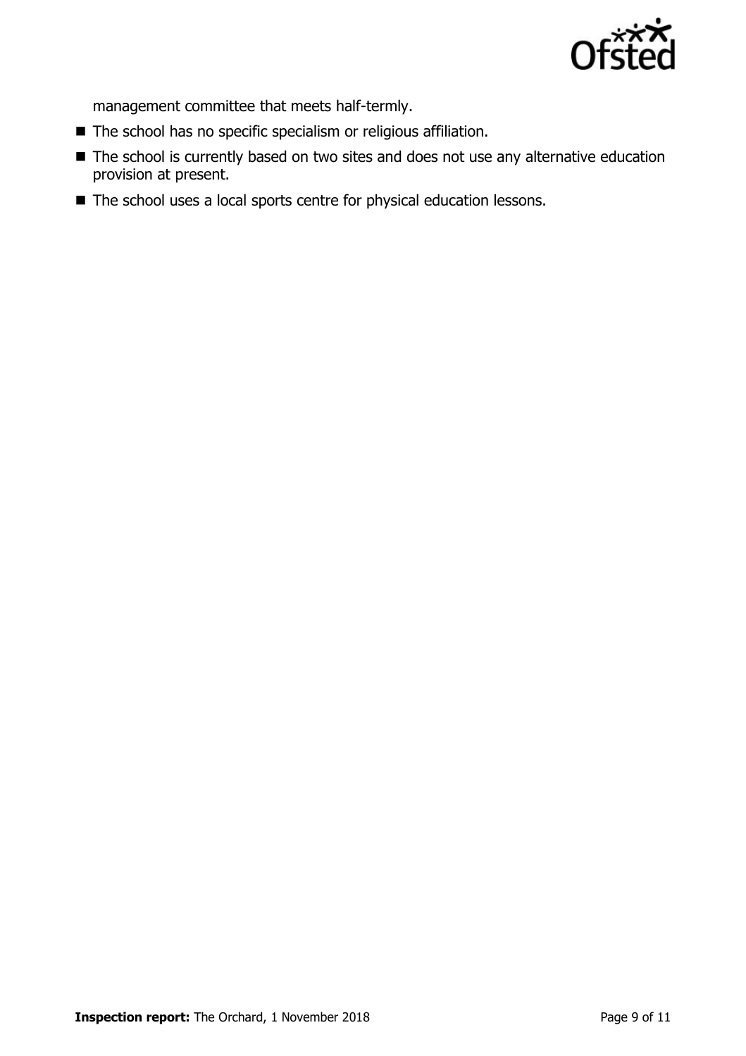management committee that meets half-termly.

- The school has no specific specialism or religious affiliation.
- The school is currently based on two sites and does not use any alternative education provision at present.
- The school uses a local sports centre for physical education lessons.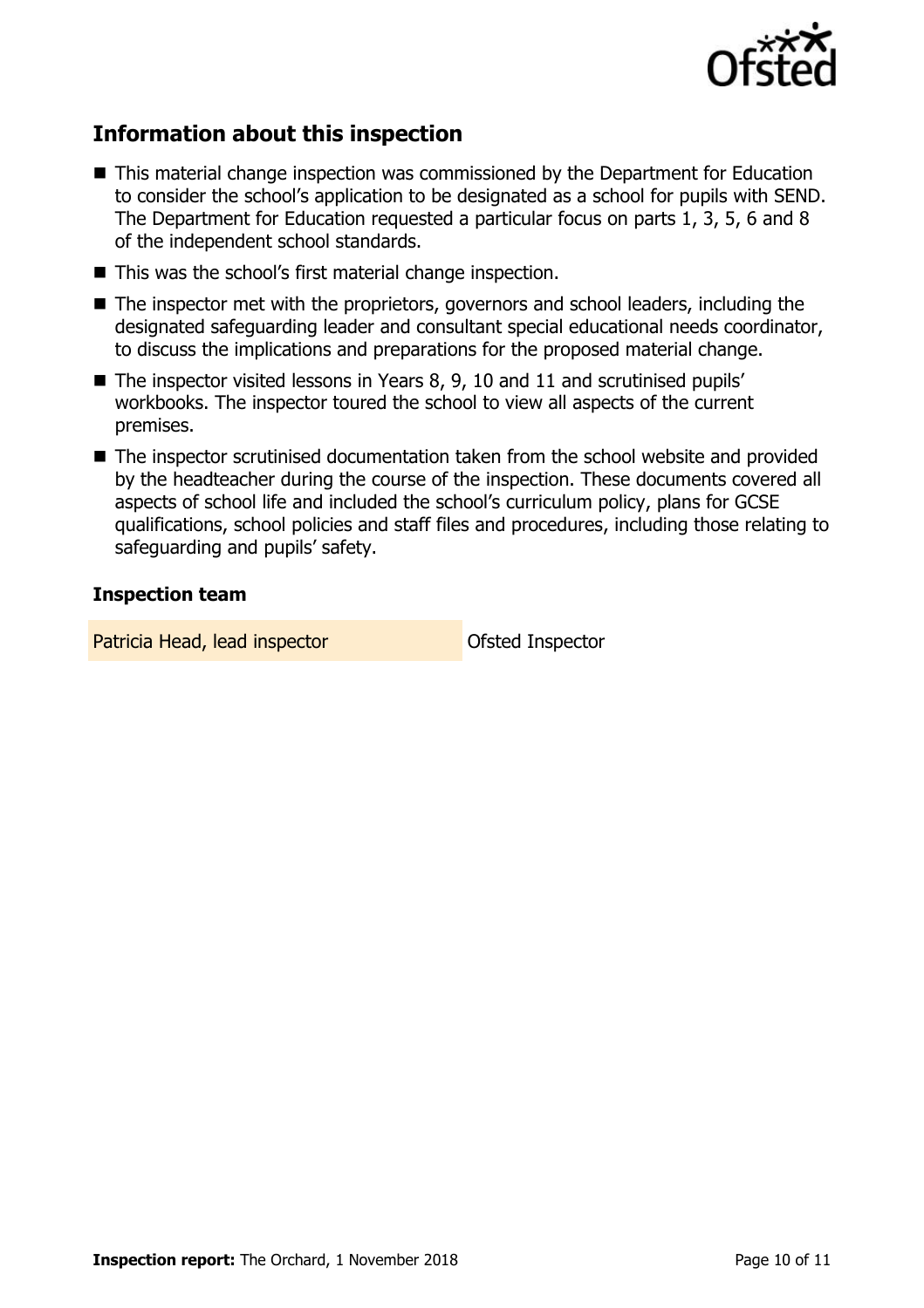## Information about this inspection

- This material change inspection was commissioned by the Department for Education to consider the school's application to be designated as a school for pupils with SEND. The Department for Education requested a particular focus on parts 1, 3, 5, 6 and 8 of the independent school standards.
- This was the school's first material change inspection.
- The inspector met with the proprietors, governors and school leaders, including the designated safeguarding leader and consultant special educational needs coordinator, to discuss the implications and preparations for the proposed material change.
- The inspector visited lessons in Years 8, 9, 10 and 11 and scrutinised pupils' workbooks. The inspector toured the school to view all aspects of the current premises.
- The inspector scrutinised documentation taken from the school website and provided by the headteacher during the course of the inspection. These documents covered all aspects of school life and included the school's curriculum policy, plans for GCSE qualifications, school policies and staff files and procedures, including those relating to safeguarding and pupils' safety.

### Inspection team

| | |
|---|---|
| Patricia Head, lead inspector | Ofsted Inspector |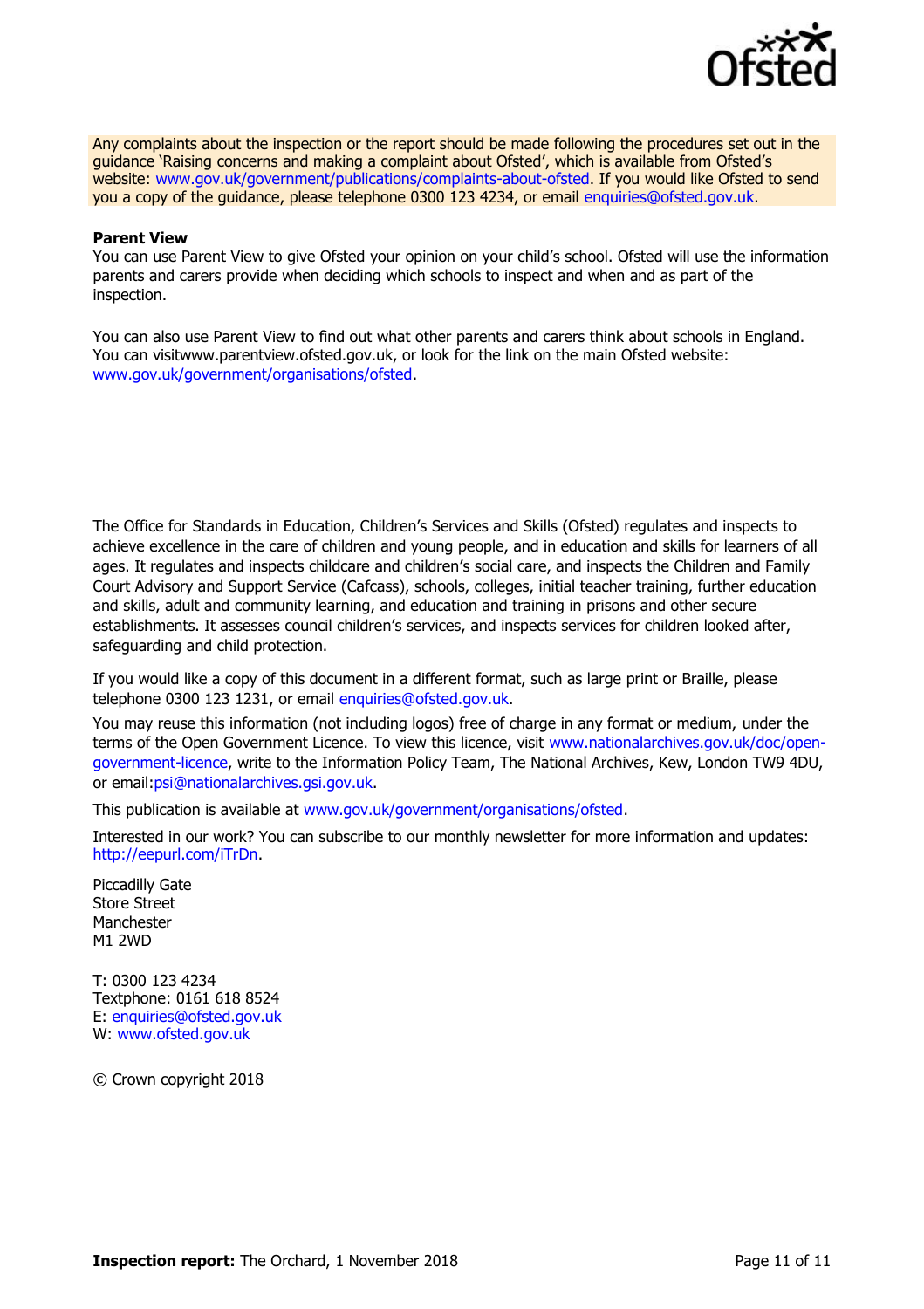Any complaints about the inspection or the report should be made following the procedures set out in the guidance 'Raising concerns and making a complaint about Ofsted', which is available from Ofsted's website: www.gov.uk/government/publications/complaints-about-ofsted. If you would like Ofsted to send you a copy of the guidance, please telephone 0300 123 4234, or email enquiries@ofsted.gov.uk.

**Parent View**

You can use Parent View to give Ofsted your opinion on your child's school. Ofsted will use the information parents and carers provide when deciding which schools to inspect and when and as part of the inspection.

You can also use Parent View to find out what other parents and carers think about schools in England. You can visitwww.parentview.ofsted.gov.uk, or look for the link on the main Ofsted website: www.gov.uk/government/organisations/ofsted.

The Office for Standards in Education, Children's Services and Skills (Ofsted) regulates and inspects to achieve excellence in the care of children and young people, and in education and skills for learners of all ages. It regulates and inspects childcare and children's social care, and inspects the Children and Family Court Advisory and Support Service (Cafcass), schools, colleges, initial teacher training, further education and skills, adult and community learning, and education and training in prisons and other secure establishments. It assesses council children's services, and inspects services for children looked after, safeguarding and child protection.

If you would like a copy of this document in a different format, such as large print or Braille, please telephone 0300 123 1231, or email enquiries@ofsted.gov.uk.

You may reuse this information (not including logos) free of charge in any format or medium, under the terms of the Open Government Licence. To view this licence, visit www.nationalarchives.gov.uk/doc/open-government-licence, write to the Information Policy Team, The National Archives, Kew, London TW9 4DU, or email:psi@nationalarchives.gsi.gov.uk.

This publication is available at www.gov.uk/government/organisations/ofsted.

Interested in our work? You can subscribe to our monthly newsletter for more information and updates: http://eepurl.com/iTrDn.

Piccadilly Gate
Store Street
Manchester
M1 2WD

T: 0300 123 4234
Textphone: 0161 618 8524
E: enquiries@ofsted.gov.uk
W: www.ofsted.gov.uk

© Crown copyright 2018